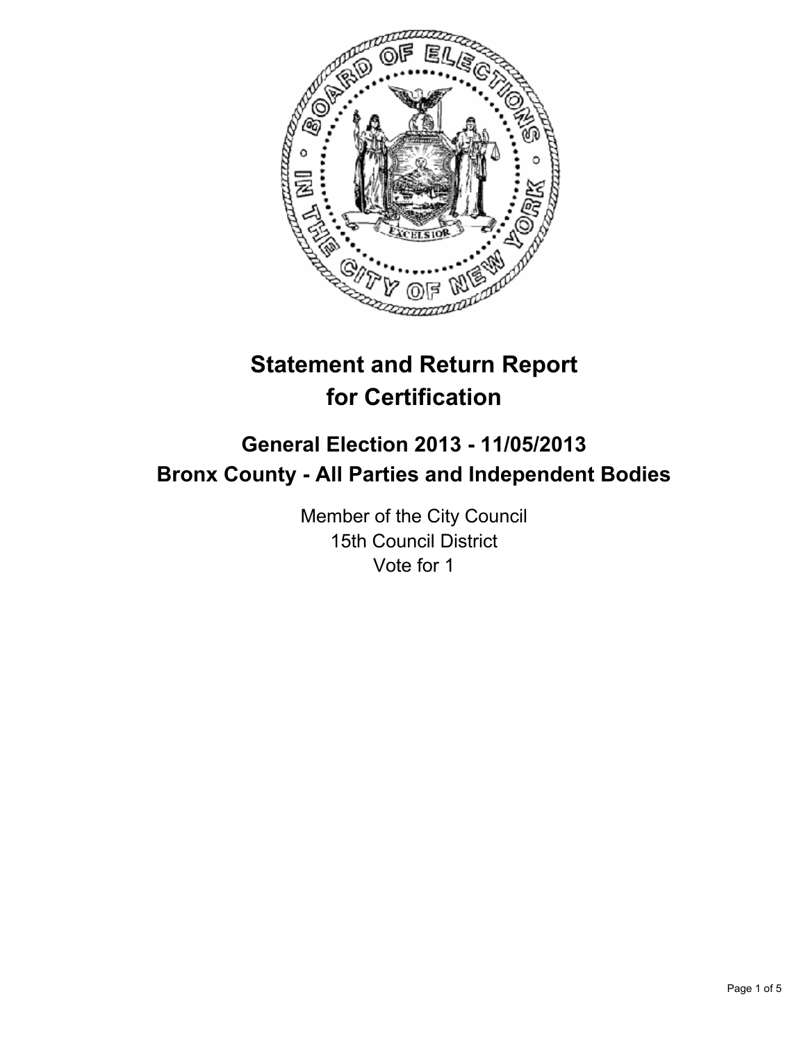# Statement and Return Report for Certification

## General Election 2013 - 11/05/2013
## Bronx County - All Parties and Independent Bodies

Member of the City Council
15th Council District
Vote for 1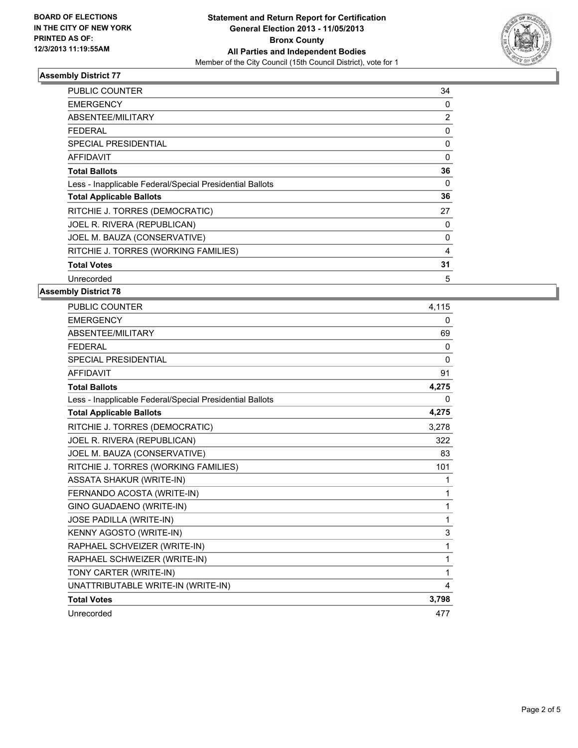**BOARD OF ELECTIONS IN THE CITY OF NEW YORK PRINTED AS OF: 12/3/2013 11:19:55AM**

**Statement and Return Report for Certification**
**General Election 2013 - 11/05/2013**
**Bronx County**
**All Parties and Independent Bodies**
Member of the City Council (15th Council District), vote for 1

### Assembly District 77

| | |
|---|---|
| PUBLIC COUNTER | 34 |
| EMERGENCY | 0 |
| ABSENTEE/MILITARY | 2 |
| FEDERAL | 0 |
| SPECIAL PRESIDENTIAL | 0 |
| AFFIDAVIT | 0 |
| **Total Ballots** | **36** |
| Less - Inapplicable Federal/Special Presidential Ballots | 0 |
| **Total Applicable Ballots** | **36** |
| RITCHIE J. TORRES (DEMOCRATIC) | 27 |
| JOEL R. RIVERA (REPUBLICAN) | 0 |
| JOEL M. BAUZA (CONSERVATIVE) | 0 |
| RITCHIE J. TORRES (WORKING FAMILIES) | 4 |
| **Total Votes** | **31** |
| Unrecorded | 5 |

### Assembly District 78

| | |
|---|---|
| PUBLIC COUNTER | 4,115 |
| EMERGENCY | 0 |
| ABSENTEE/MILITARY | 69 |
| FEDERAL | 0 |
| SPECIAL PRESIDENTIAL | 0 |
| AFFIDAVIT | 91 |
| **Total Ballots** | **4,275** |
| Less - Inapplicable Federal/Special Presidential Ballots | 0 |
| **Total Applicable Ballots** | **4,275** |
| RITCHIE J. TORRES (DEMOCRATIC) | 3,278 |
| JOEL R. RIVERA (REPUBLICAN) | 322 |
| JOEL M. BAUZA (CONSERVATIVE) | 83 |
| RITCHIE J. TORRES (WORKING FAMILIES) | 101 |
| ASSATA SHAKUR (WRITE-IN) | 1 |
| FERNANDO ACOSTA (WRITE-IN) | 1 |
| GINO GUADAENO (WRITE-IN) | 1 |
| JOSE PADILLA (WRITE-IN) | 1 |
| KENNY AGOSTO (WRITE-IN) | 3 |
| RAPHAEL SCHVEIZER (WRITE-IN) | 1 |
| RAPHAEL SCHWEIZER (WRITE-IN) | 1 |
| TONY CARTER (WRITE-IN) | 1 |
| UNATTRIBUTABLE WRITE-IN (WRITE-IN) | 4 |
| **Total Votes** | **3,798** |
| Unrecorded | 477 |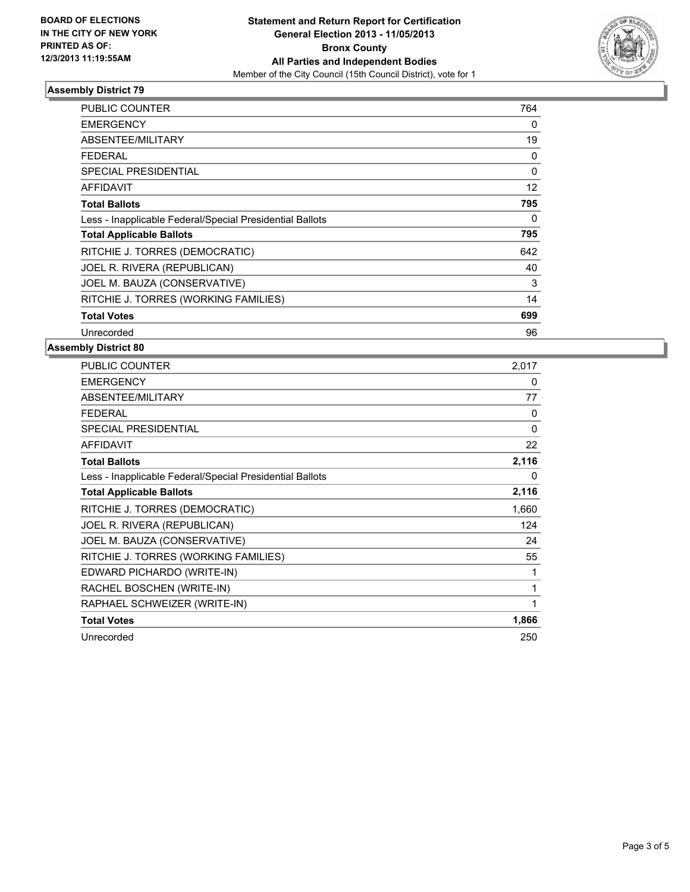**BOARD OF ELECTIONS IN THE CITY OF NEW YORK PRINTED AS OF: 12/3/2013 11:19:55AM**

**Statement and Return Report for Certification**
**General Election 2013 - 11/05/2013**
**Bronx County**
**All Parties and Independent Bodies**
Member of the City Council (15th Council District), vote for 1

### Assembly District 79

| | |
|---|---|
| PUBLIC COUNTER | 764 |
| EMERGENCY | 0 |
| ABSENTEE/MILITARY | 19 |
| FEDERAL | 0 |
| SPECIAL PRESIDENTIAL | 0 |
| AFFIDAVIT | 12 |
| **Total Ballots** | **795** |
| Less - Inapplicable Federal/Special Presidential Ballots | 0 |
| **Total Applicable Ballots** | **795** |
| RITCHIE J. TORRES (DEMOCRATIC) | 642 |
| JOEL R. RIVERA (REPUBLICAN) | 40 |
| JOEL M. BAUZA (CONSERVATIVE) | 3 |
| RITCHIE J. TORRES (WORKING FAMILIES) | 14 |
| **Total Votes** | **699** |
| Unrecorded | 96 |

### Assembly District 80

| | |
|---|---|
| PUBLIC COUNTER | 2,017 |
| EMERGENCY | 0 |
| ABSENTEE/MILITARY | 77 |
| FEDERAL | 0 |
| SPECIAL PRESIDENTIAL | 0 |
| AFFIDAVIT | 22 |
| **Total Ballots** | **2,116** |
| Less - Inapplicable Federal/Special Presidential Ballots | 0 |
| **Total Applicable Ballots** | **2,116** |
| RITCHIE J. TORRES (DEMOCRATIC) | 1,660 |
| JOEL R. RIVERA (REPUBLICAN) | 124 |
| JOEL M. BAUZA (CONSERVATIVE) | 24 |
| RITCHIE J. TORRES (WORKING FAMILIES) | 55 |
| EDWARD PICHARDO (WRITE-IN) | 1 |
| RACHEL BOSCHEN (WRITE-IN) | 1 |
| RAPHAEL SCHWEIZER (WRITE-IN) | 1 |
| **Total Votes** | **1,866** |
| Unrecorded | 250 |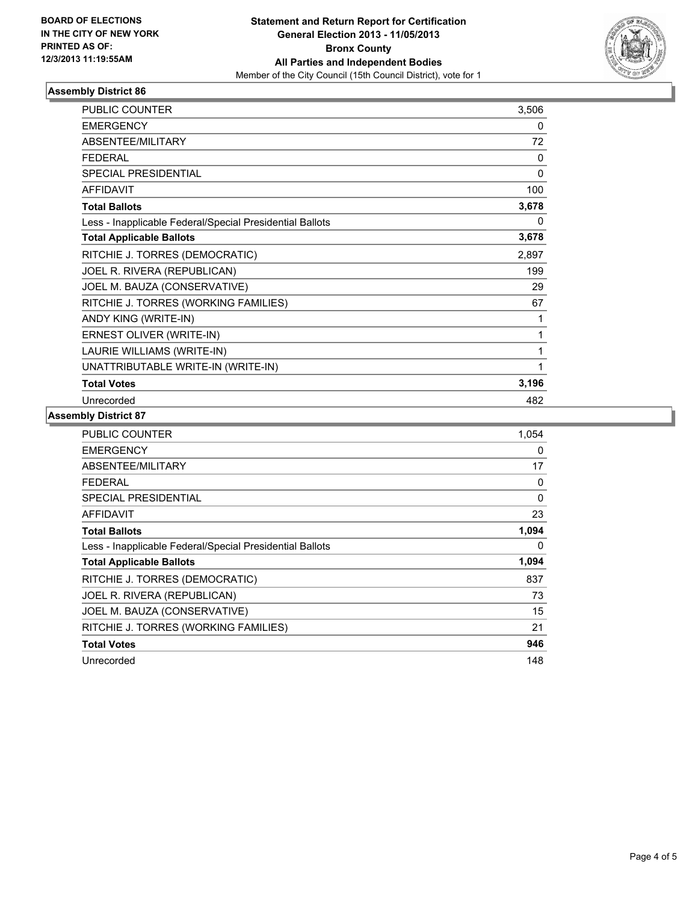**BOARD OF ELECTIONS IN THE CITY OF NEW YORK PRINTED AS OF: 12/3/2013 11:19:55AM**

**Statement and Return Report for Certification General Election 2013 - 11/05/2013 Bronx County All Parties and Independent Bodies**

Member of the City Council (15th Council District), vote for 1

## Assembly District 86

| | |
|---|---|
| PUBLIC COUNTER | 3,506 |
| EMERGENCY | 0 |
| ABSENTEE/MILITARY | 72 |
| FEDERAL | 0 |
| SPECIAL PRESIDENTIAL | 0 |
| AFFIDAVIT | 100 |
| **Total Ballots** | **3,678** |
| Less - Inapplicable Federal/Special Presidential Ballots | 0 |
| **Total Applicable Ballots** | **3,678** |
| RITCHIE J. TORRES (DEMOCRATIC) | 2,897 |
| JOEL R. RIVERA (REPUBLICAN) | 199 |
| JOEL M. BAUZA (CONSERVATIVE) | 29 |
| RITCHIE J. TORRES (WORKING FAMILIES) | 67 |
| ANDY KING (WRITE-IN) | 1 |
| ERNEST OLIVER (WRITE-IN) | 1 |
| LAURIE WILLIAMS (WRITE-IN) | 1 |
| UNATTRIBUTABLE WRITE-IN (WRITE-IN) | 1 |
| **Total Votes** | **3,196** |
| Unrecorded | 482 |

## Assembly District 87

| | |
|---|---|
| PUBLIC COUNTER | 1,054 |
| EMERGENCY | 0 |
| ABSENTEE/MILITARY | 17 |
| FEDERAL | 0 |
| SPECIAL PRESIDENTIAL | 0 |
| AFFIDAVIT | 23 |
| **Total Ballots** | **1,094** |
| Less - Inapplicable Federal/Special Presidential Ballots | 0 |
| **Total Applicable Ballots** | **1,094** |
| RITCHIE J. TORRES (DEMOCRATIC) | 837 |
| JOEL R. RIVERA (REPUBLICAN) | 73 |
| JOEL M. BAUZA (CONSERVATIVE) | 15 |
| RITCHIE J. TORRES (WORKING FAMILIES) | 21 |
| **Total Votes** | **946** |
| Unrecorded | 148 |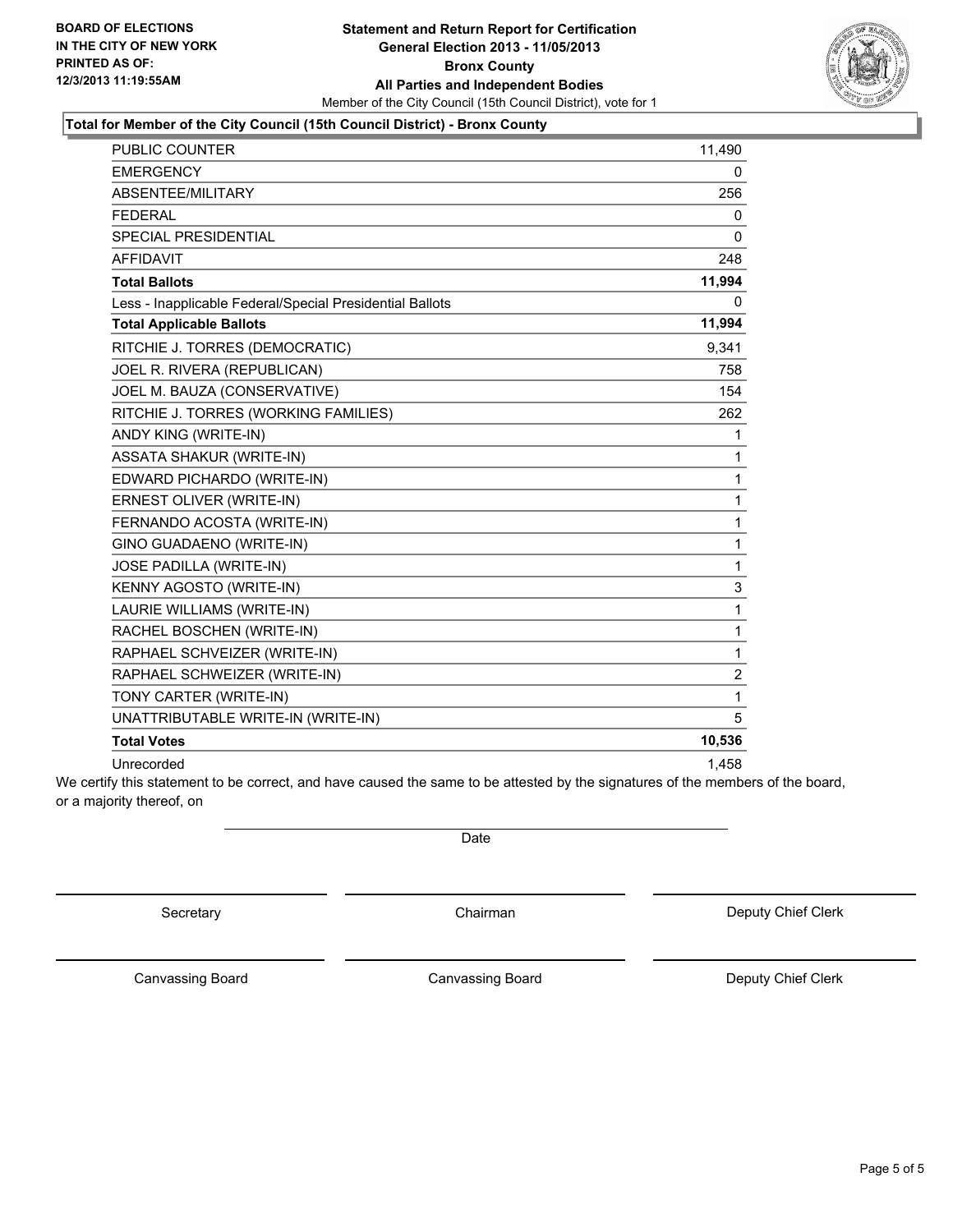**BOARD OF ELECTIONS IN THE CITY OF NEW YORK PRINTED AS OF: 12/3/2013 11:19:55AM**

# Statement and Return Report for Certification General Election 2013 - 11/05/2013 Bronx County All Parties and Independent Bodies

Member of the City Council (15th Council District), vote for 1

## Total for Member of the City Council (15th Council District) - Bronx County

| | |
|---|---|
| PUBLIC COUNTER | 11,490 |
| EMERGENCY | 0 |
| ABSENTEE/MILITARY | 256 |
| FEDERAL | 0 |
| SPECIAL PRESIDENTIAL | 0 |
| AFFIDAVIT | 248 |
| **Total Ballots** | **11,994** |
| Less - Inapplicable Federal/Special Presidential Ballots | 0 |
| **Total Applicable Ballots** | **11,994** |
| RITCHIE J. TORRES (DEMOCRATIC) | 9,341 |
| JOEL R. RIVERA (REPUBLICAN) | 758 |
| JOEL M. BAUZA (CONSERVATIVE) | 154 |
| RITCHIE J. TORRES (WORKING FAMILIES) | 262 |
| ANDY KING (WRITE-IN) | 1 |
| ASSATA SHAKUR (WRITE-IN) | 1 |
| EDWARD PICHARDO (WRITE-IN) | 1 |
| ERNEST OLIVER (WRITE-IN) | 1 |
| FERNANDO ACOSTA (WRITE-IN) | 1 |
| GINO GUADAENO (WRITE-IN) | 1 |
| JOSE PADILLA (WRITE-IN) | 1 |
| KENNY AGOSTO (WRITE-IN) | 3 |
| LAURIE WILLIAMS (WRITE-IN) | 1 |
| RACHEL BOSCHEN (WRITE-IN) | 1 |
| RAPHAEL SCHVEIZER (WRITE-IN) | 1 |
| RAPHAEL SCHWEIZER (WRITE-IN) | 2 |
| TONY CARTER (WRITE-IN) | 1 |
| UNATTRIBUTABLE WRITE-IN (WRITE-IN) | 5 |
| **Total Votes** | **10,536** |
| Unrecorded | 1,458 |

We certify this statement to be correct, and have caused the same to be attested by the signatures of the members of the board, or a majority thereof, on

Date

Secretary | Chairman | Deputy Chief Clerk

Canvassing Board | Canvassing Board | Deputy Chief Clerk